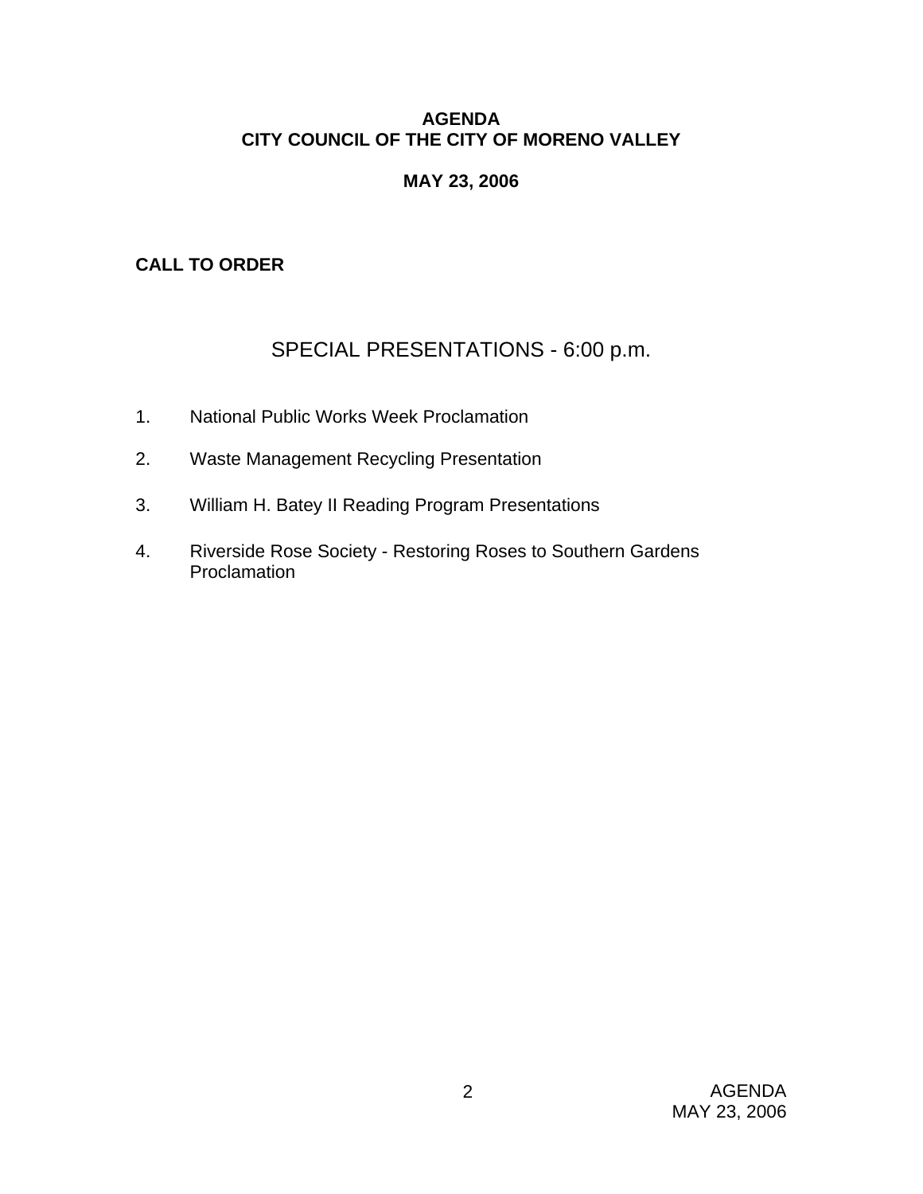# AGENDA
# CITY COUNCIL OF THE CITY OF MORENO VALLEY

## MAY 23, 2006

**CALL TO ORDER**

## SPECIAL PRESENTATIONS - 6:00 p.m.

1. National Public Works Week Proclamation

2. Waste Management Recycling Presentation

3. William H. Batey II Reading Program Presentations

4. Riverside Rose Society - Restoring Roses to Southern Gardens Proclamation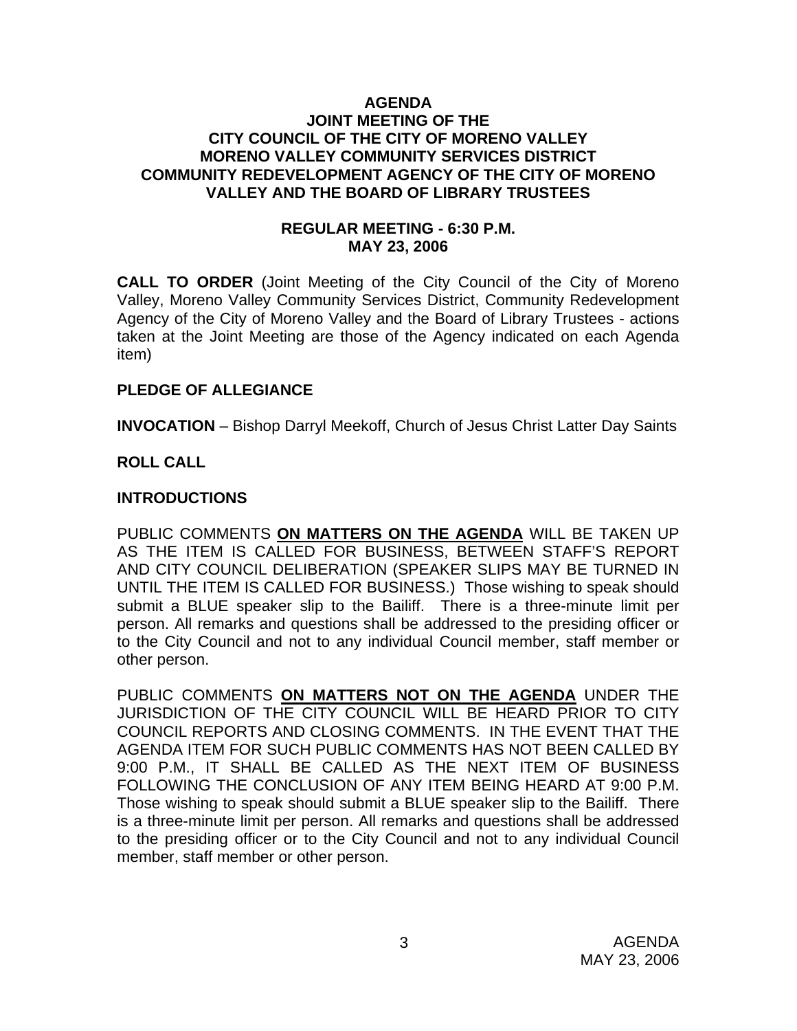# AGENDA
## JOINT MEETING OF THE CITY COUNCIL OF THE CITY OF MORENO VALLEY MORENO VALLEY COMMUNITY SERVICES DISTRICT COMMUNITY REDEVELOPMENT AGENCY OF THE CITY OF MORENO VALLEY AND THE BOARD OF LIBRARY TRUSTEES

### REGULAR MEETING - 6:30 P.M.
### MAY 23, 2006

**CALL TO ORDER** (Joint Meeting of the City Council of the City of Moreno Valley, Moreno Valley Community Services District, Community Redevelopment Agency of the City of Moreno Valley and the Board of Library Trustees - actions taken at the Joint Meeting are those of the Agency indicated on each Agenda item)

**PLEDGE OF ALLEGIANCE**

**INVOCATION** – Bishop Darryl Meekoff, Church of Jesus Christ Latter Day Saints

**ROLL CALL**

**INTRODUCTIONS**

PUBLIC COMMENTS **ON MATTERS ON THE AGENDA** WILL BE TAKEN UP AS THE ITEM IS CALLED FOR BUSINESS, BETWEEN STAFF'S REPORT AND CITY COUNCIL DELIBERATION (SPEAKER SLIPS MAY BE TURNED IN UNTIL THE ITEM IS CALLED FOR BUSINESS.) Those wishing to speak should submit a BLUE speaker slip to the Bailiff. There is a three-minute limit per person. All remarks and questions shall be addressed to the presiding officer or to the City Council and not to any individual Council member, staff member or other person.

PUBLIC COMMENTS **ON MATTERS NOT ON THE AGENDA** UNDER THE JURISDICTION OF THE CITY COUNCIL WILL BE HEARD PRIOR TO CITY COUNCIL REPORTS AND CLOSING COMMENTS. IN THE EVENT THAT THE AGENDA ITEM FOR SUCH PUBLIC COMMENTS HAS NOT BEEN CALLED BY 9:00 P.M., IT SHALL BE CALLED AS THE NEXT ITEM OF BUSINESS FOLLOWING THE CONCLUSION OF ANY ITEM BEING HEARD AT 9:00 P.M. Those wishing to speak should submit a BLUE speaker slip to the Bailiff. There is a three-minute limit per person. All remarks and questions shall be addressed to the presiding officer or to the City Council and not to any individual Council member, staff member or other person.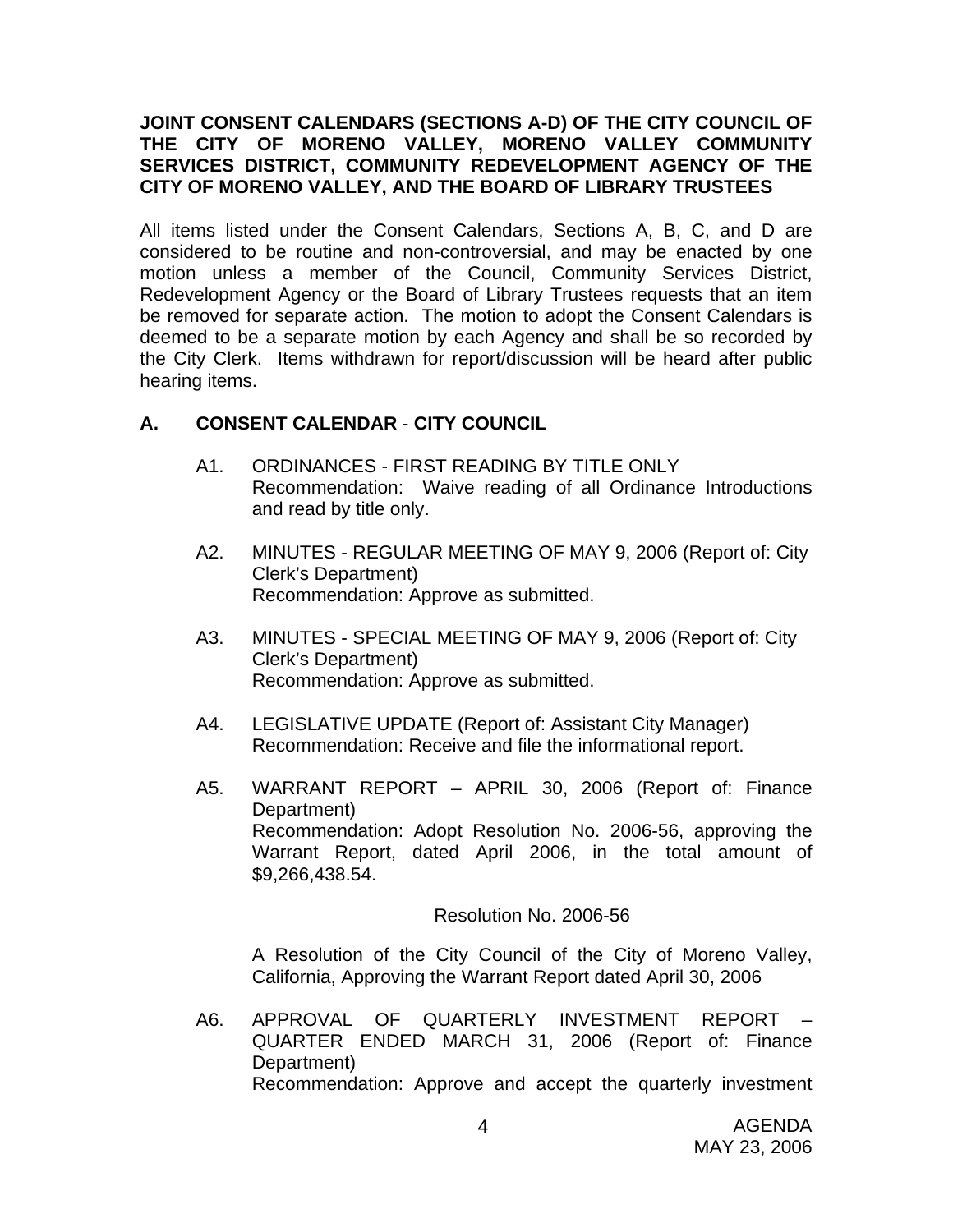**JOINT CONSENT CALENDARS (SECTIONS A-D) OF THE CITY COUNCIL OF THE CITY OF MORENO VALLEY, MORENO VALLEY COMMUNITY SERVICES DISTRICT, COMMUNITY REDEVELOPMENT AGENCY OF THE CITY OF MORENO VALLEY, AND THE BOARD OF LIBRARY TRUSTEES**

All items listed under the Consent Calendars, Sections A, B, C, and D are considered to be routine and non-controversial, and may be enacted by one motion unless a member of the Council, Community Services District, Redevelopment Agency or the Board of Library Trustees requests that an item be removed for separate action. The motion to adopt the Consent Calendars is deemed to be a separate motion by each Agency and shall be so recorded by the City Clerk. Items withdrawn for report/discussion will be heard after public hearing items.

## A. CONSENT CALENDAR - CITY COUNCIL

A1. ORDINANCES - FIRST READING BY TITLE ONLY
Recommendation: Waive reading of all Ordinance Introductions and read by title only.

A2. MINUTES - REGULAR MEETING OF MAY 9, 2006 (Report of: City Clerk's Department)
Recommendation: Approve as submitted.

A3. MINUTES - SPECIAL MEETING OF MAY 9, 2006 (Report of: City Clerk's Department)
Recommendation: Approve as submitted.

A4. LEGISLATIVE UPDATE (Report of: Assistant City Manager)
Recommendation: Receive and file the informational report.

A5. WARRANT REPORT – APRIL 30, 2006 (Report of: Finance Department)
Recommendation: Adopt Resolution No. 2006-56, approving the Warrant Report, dated April 2006, in the total amount of $9,266,438.54.

Resolution No. 2006-56

A Resolution of the City Council of the City of Moreno Valley, California, Approving the Warrant Report dated April 30, 2006

A6. APPROVAL OF QUARTERLY INVESTMENT REPORT – QUARTER ENDED MARCH 31, 2006 (Report of: Finance Department)
Recommendation: Approve and accept the quarterly investment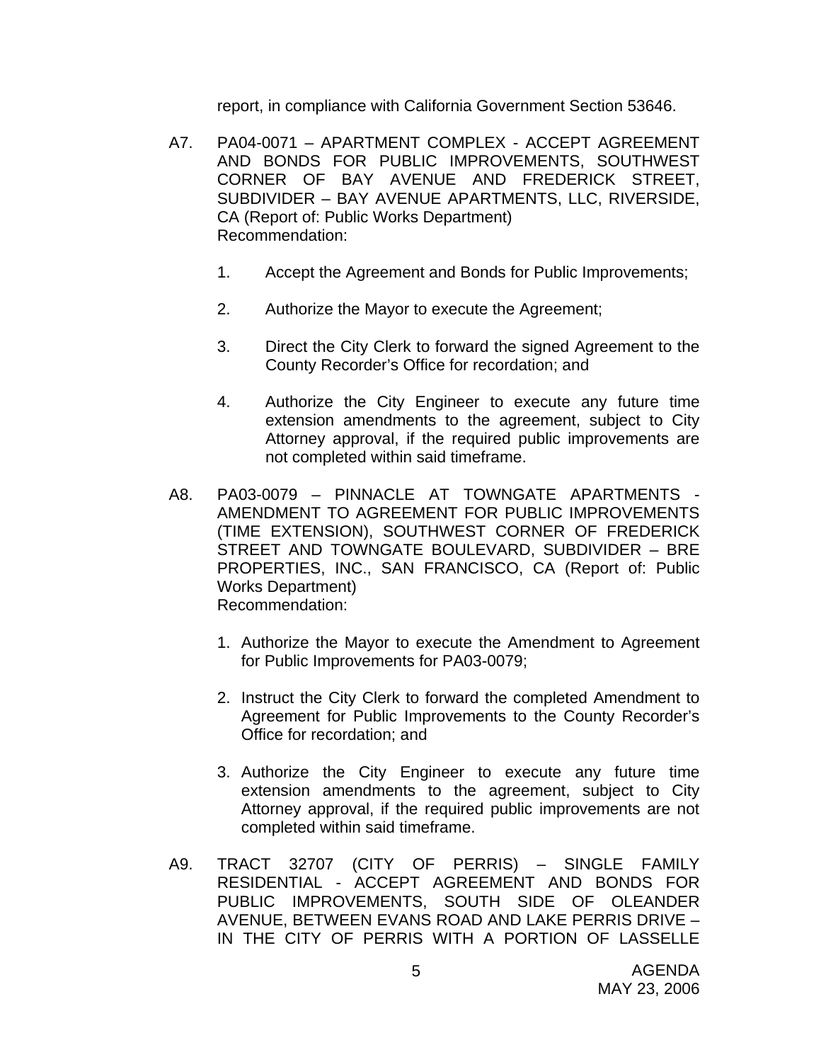report, in compliance with California Government Section 53646.

A7. PA04-0071 – APARTMENT COMPLEX - ACCEPT AGREEMENT AND BONDS FOR PUBLIC IMPROVEMENTS, SOUTHWEST CORNER OF BAY AVENUE AND FREDERICK STREET, SUBDIVIDER – BAY AVENUE APARTMENTS, LLC, RIVERSIDE, CA (Report of: Public Works Department)
Recommendation:

1. Accept the Agreement and Bonds for Public Improvements;

2. Authorize the Mayor to execute the Agreement;

3. Direct the City Clerk to forward the signed Agreement to the County Recorder's Office for recordation; and

4. Authorize the City Engineer to execute any future time extension amendments to the agreement, subject to City Attorney approval, if the required public improvements are not completed within said timeframe.

A8. PA03-0079 – PINNACLE AT TOWNGATE APARTMENTS - AMENDMENT TO AGREEMENT FOR PUBLIC IMPROVEMENTS (TIME EXTENSION), SOUTHWEST CORNER OF FREDERICK STREET AND TOWNGATE BOULEVARD, SUBDIVIDER – BRE PROPERTIES, INC., SAN FRANCISCO, CA (Report of: Public Works Department)
Recommendation:

1. Authorize the Mayor to execute the Amendment to Agreement for Public Improvements for PA03-0079;

2. Instruct the City Clerk to forward the completed Amendment to Agreement for Public Improvements to the County Recorder's Office for recordation; and

3. Authorize the City Engineer to execute any future time extension amendments to the agreement, subject to City Attorney approval, if the required public improvements are not completed within said timeframe.

A9. TRACT 32707 (CITY OF PERRIS) – SINGLE FAMILY RESIDENTIAL - ACCEPT AGREEMENT AND BONDS FOR PUBLIC IMPROVEMENTS, SOUTH SIDE OF OLEANDER AVENUE, BETWEEN EVANS ROAD AND LAKE PERRIS DRIVE – IN THE CITY OF PERRIS WITH A PORTION OF LASSELLE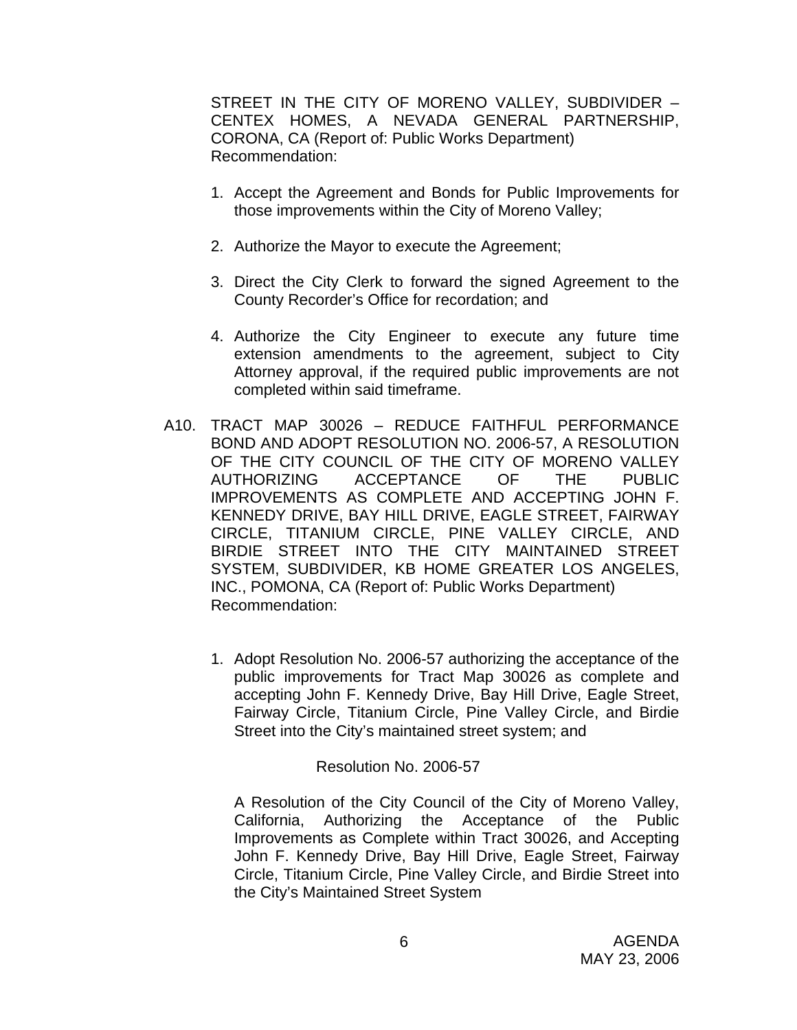STREET IN THE CITY OF MORENO VALLEY, SUBDIVIDER – CENTEX HOMES, A NEVADA GENERAL PARTNERSHIP, CORONA, CA (Report of: Public Works Department)
Recommendation:

1. Accept the Agreement and Bonds for Public Improvements for those improvements within the City of Moreno Valley;

2. Authorize the Mayor to execute the Agreement;

3. Direct the City Clerk to forward the signed Agreement to the County Recorder's Office for recordation; and

4. Authorize the City Engineer to execute any future time extension amendments to the agreement, subject to City Attorney approval, if the required public improvements are not completed within said timeframe.

A10. TRACT MAP 30026 – REDUCE FAITHFUL PERFORMANCE BOND AND ADOPT RESOLUTION NO. 2006-57, A RESOLUTION OF THE CITY COUNCIL OF THE CITY OF MORENO VALLEY AUTHORIZING ACCEPTANCE OF THE PUBLIC IMPROVEMENTS AS COMPLETE AND ACCEPTING JOHN F. KENNEDY DRIVE, BAY HILL DRIVE, EAGLE STREET, FAIRWAY CIRCLE, TITANIUM CIRCLE, PINE VALLEY CIRCLE, AND BIRDIE STREET INTO THE CITY MAINTAINED STREET SYSTEM, SUBDIVIDER, KB HOME GREATER LOS ANGELES, INC., POMONA, CA (Report of: Public Works Department)
Recommendation:

1. Adopt Resolution No. 2006-57 authorizing the acceptance of the public improvements for Tract Map 30026 as complete and accepting John F. Kennedy Drive, Bay Hill Drive, Eagle Street, Fairway Circle, Titanium Circle, Pine Valley Circle, and Birdie Street into the City's maintained street system; and

Resolution No. 2006-57

A Resolution of the City Council of the City of Moreno Valley, California, Authorizing the Acceptance of the Public Improvements as Complete within Tract 30026, and Accepting John F. Kennedy Drive, Bay Hill Drive, Eagle Street, Fairway Circle, Titanium Circle, Pine Valley Circle, and Birdie Street into the City's Maintained Street System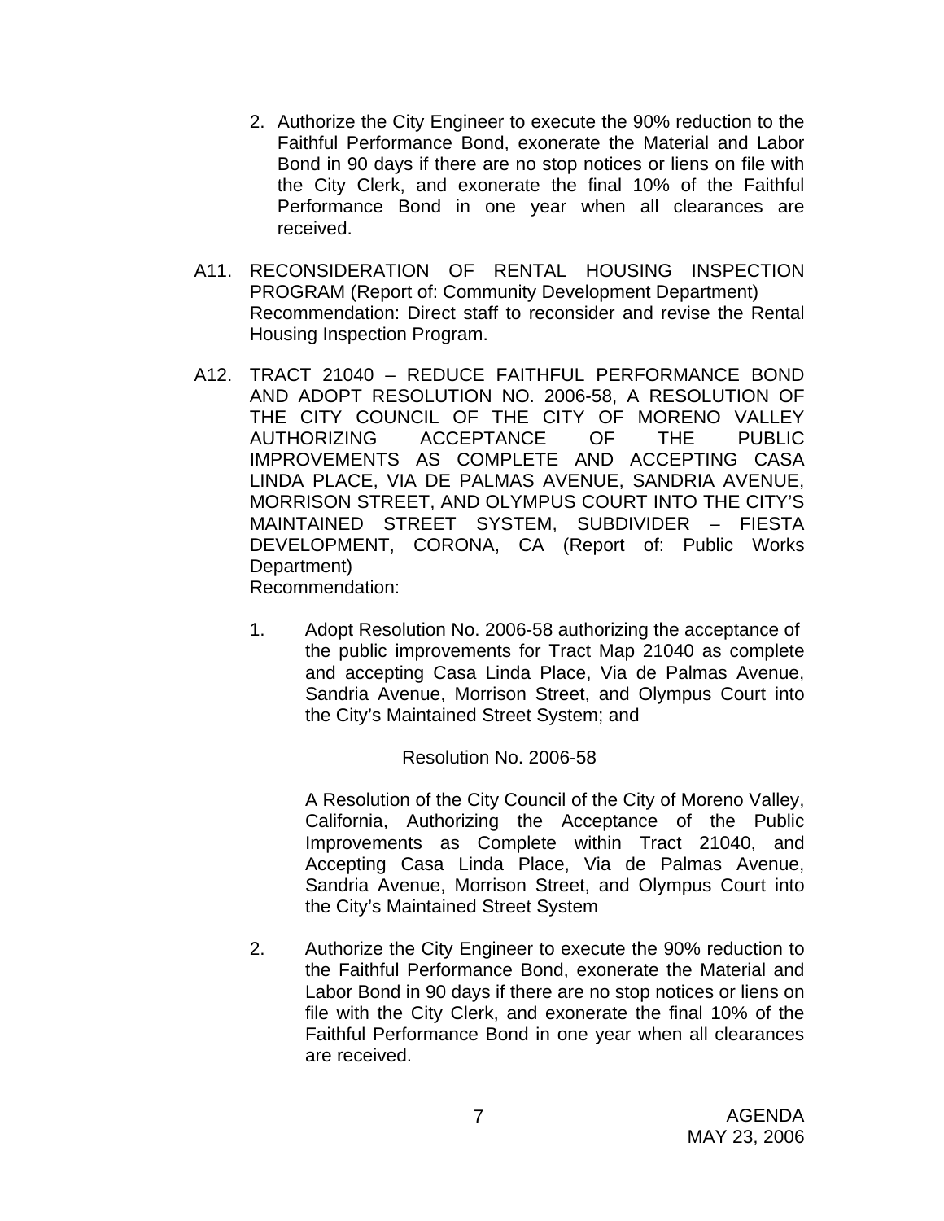2. Authorize the City Engineer to execute the 90% reduction to the Faithful Performance Bond, exonerate the Material and Labor Bond in 90 days if there are no stop notices or liens on file with the City Clerk, and exonerate the final 10% of the Faithful Performance Bond in one year when all clearances are received.

A11. RECONSIDERATION OF RENTAL HOUSING INSPECTION PROGRAM (Report of: Community Development Department)
Recommendation: Direct staff to reconsider and revise the Rental Housing Inspection Program.

A12. TRACT 21040 – REDUCE FAITHFUL PERFORMANCE BOND AND ADOPT RESOLUTION NO. 2006-58, A RESOLUTION OF THE CITY COUNCIL OF THE CITY OF MORENO VALLEY AUTHORIZING ACCEPTANCE OF THE PUBLIC IMPROVEMENTS AS COMPLETE AND ACCEPTING CASA LINDA PLACE, VIA DE PALMAS AVENUE, SANDRIA AVENUE, MORRISON STREET, AND OLYMPUS COURT INTO THE CITY'S MAINTAINED STREET SYSTEM, SUBDIVIDER – FIESTA DEVELOPMENT, CORONA, CA (Report of: Public Works Department)
Recommendation:

1. Adopt Resolution No. 2006-58 authorizing the acceptance of the public improvements for Tract Map 21040 as complete and accepting Casa Linda Place, Via de Palmas Avenue, Sandria Avenue, Morrison Street, and Olympus Court into the City's Maintained Street System; and

   Resolution No. 2006-58

   A Resolution of the City Council of the City of Moreno Valley, California, Authorizing the Acceptance of the Public Improvements as Complete within Tract 21040, and Accepting Casa Linda Place, Via de Palmas Avenue, Sandria Avenue, Morrison Street, and Olympus Court into the City's Maintained Street System

2. Authorize the City Engineer to execute the 90% reduction to the Faithful Performance Bond, exonerate the Material and Labor Bond in 90 days if there are no stop notices or liens on file with the City Clerk, and exonerate the final 10% of the Faithful Performance Bond in one year when all clearances are received.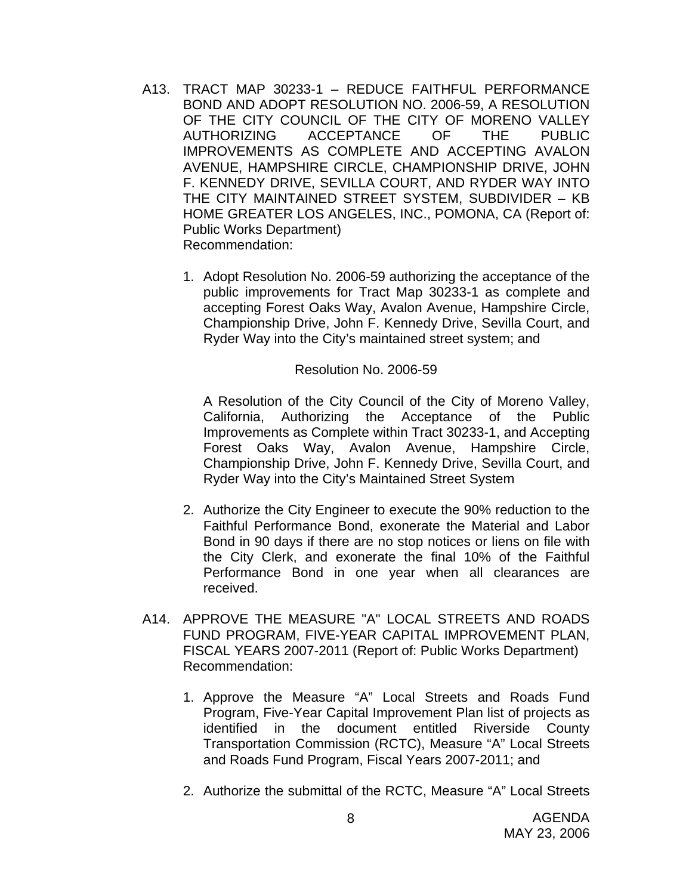A13. TRACT MAP 30233-1 – REDUCE FAITHFUL PERFORMANCE BOND AND ADOPT RESOLUTION NO. 2006-59, A RESOLUTION OF THE CITY COUNCIL OF THE CITY OF MORENO VALLEY AUTHORIZING ACCEPTANCE OF THE PUBLIC IMPROVEMENTS AS COMPLETE AND ACCEPTING AVALON AVENUE, HAMPSHIRE CIRCLE, CHAMPIONSHIP DRIVE, JOHN F. KENNEDY DRIVE, SEVILLA COURT, AND RYDER WAY INTO THE CITY MAINTAINED STREET SYSTEM, SUBDIVIDER – KB HOME GREATER LOS ANGELES, INC., POMONA, CA (Report of: Public Works Department)
Recommendation:

1. Adopt Resolution No. 2006-59 authorizing the acceptance of the public improvements for Tract Map 30233-1 as complete and accepting Forest Oaks Way, Avalon Avenue, Hampshire Circle, Championship Drive, John F. Kennedy Drive, Sevilla Court, and Ryder Way into the City's maintained street system; and

   Resolution No. 2006-59

   A Resolution of the City Council of the City of Moreno Valley, California, Authorizing the Acceptance of the Public Improvements as Complete within Tract 30233-1, and Accepting Forest Oaks Way, Avalon Avenue, Hampshire Circle, Championship Drive, John F. Kennedy Drive, Sevilla Court, and Ryder Way into the City's Maintained Street System

2. Authorize the City Engineer to execute the 90% reduction to the Faithful Performance Bond, exonerate the Material and Labor Bond in 90 days if there are no stop notices or liens on file with the City Clerk, and exonerate the final 10% of the Faithful Performance Bond in one year when all clearances are received.

A14. APPROVE THE MEASURE "A" LOCAL STREETS AND ROADS FUND PROGRAM, FIVE-YEAR CAPITAL IMPROVEMENT PLAN, FISCAL YEARS 2007-2011 (Report of: Public Works Department)
Recommendation:

1. Approve the Measure "A" Local Streets and Roads Fund Program, Five-Year Capital Improvement Plan list of projects as identified in the document entitled Riverside County Transportation Commission (RCTC), Measure "A" Local Streets and Roads Fund Program, Fiscal Years 2007-2011; and

2. Authorize the submittal of the RCTC, Measure "A" Local Streets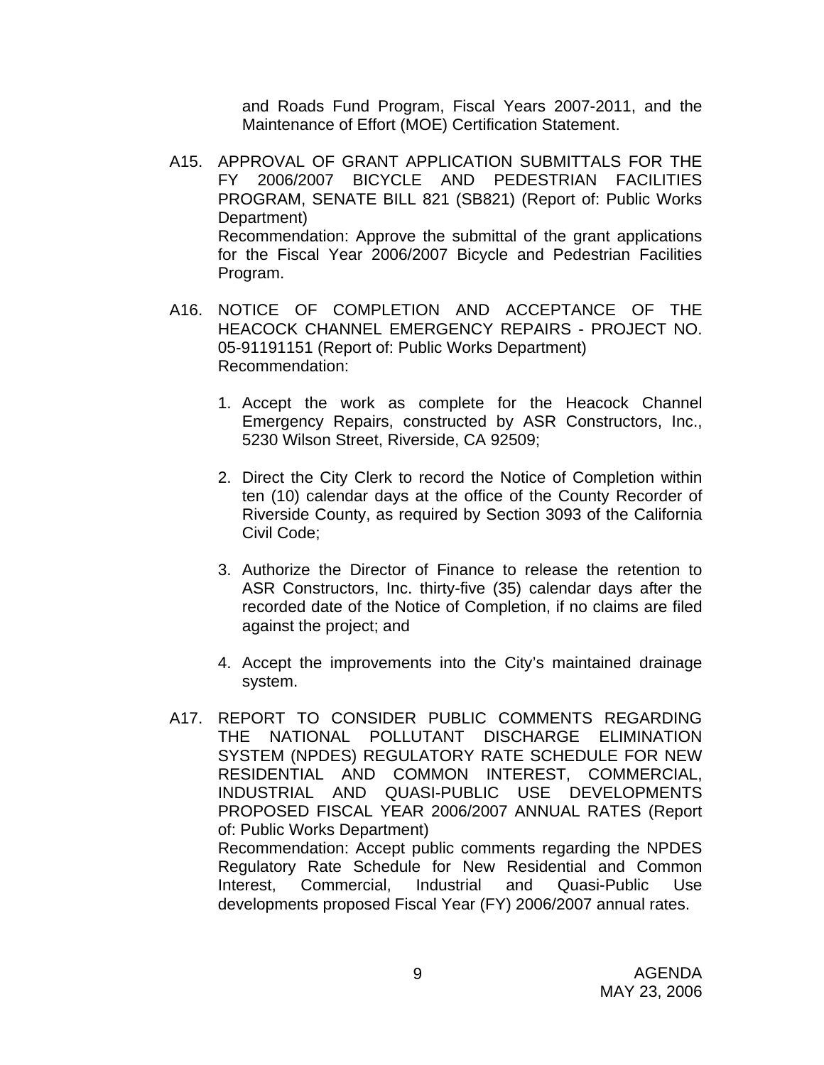and Roads Fund Program, Fiscal Years 2007-2011, and the Maintenance of Effort (MOE) Certification Statement.

A15. APPROVAL OF GRANT APPLICATION SUBMITTALS FOR THE FY 2006/2007 BICYCLE AND PEDESTRIAN FACILITIES PROGRAM, SENATE BILL 821 (SB821) (Report of: Public Works Department)
Recommendation: Approve the submittal of the grant applications for the Fiscal Year 2006/2007 Bicycle and Pedestrian Facilities Program.

A16. NOTICE OF COMPLETION AND ACCEPTANCE OF THE HEACOCK CHANNEL EMERGENCY REPAIRS - PROJECT NO. 05-91191151 (Report of: Public Works Department)
Recommendation:

1. Accept the work as complete for the Heacock Channel Emergency Repairs, constructed by ASR Constructors, Inc., 5230 Wilson Street, Riverside, CA 92509;

2. Direct the City Clerk to record the Notice of Completion within ten (10) calendar days at the office of the County Recorder of Riverside County, as required by Section 3093 of the California Civil Code;

3. Authorize the Director of Finance to release the retention to ASR Constructors, Inc. thirty-five (35) calendar days after the recorded date of the Notice of Completion, if no claims are filed against the project; and

4. Accept the improvements into the City's maintained drainage system.

A17. REPORT TO CONSIDER PUBLIC COMMENTS REGARDING THE NATIONAL POLLUTANT DISCHARGE ELIMINATION SYSTEM (NPDES) REGULATORY RATE SCHEDULE FOR NEW RESIDENTIAL AND COMMON INTEREST, COMMERCIAL, INDUSTRIAL AND QUASI-PUBLIC USE DEVELOPMENTS PROPOSED FISCAL YEAR 2006/2007 ANNUAL RATES (Report of: Public Works Department)
Recommendation: Accept public comments regarding the NPDES Regulatory Rate Schedule for New Residential and Common Interest, Commercial, Industrial and Quasi-Public Use developments proposed Fiscal Year (FY) 2006/2007 annual rates.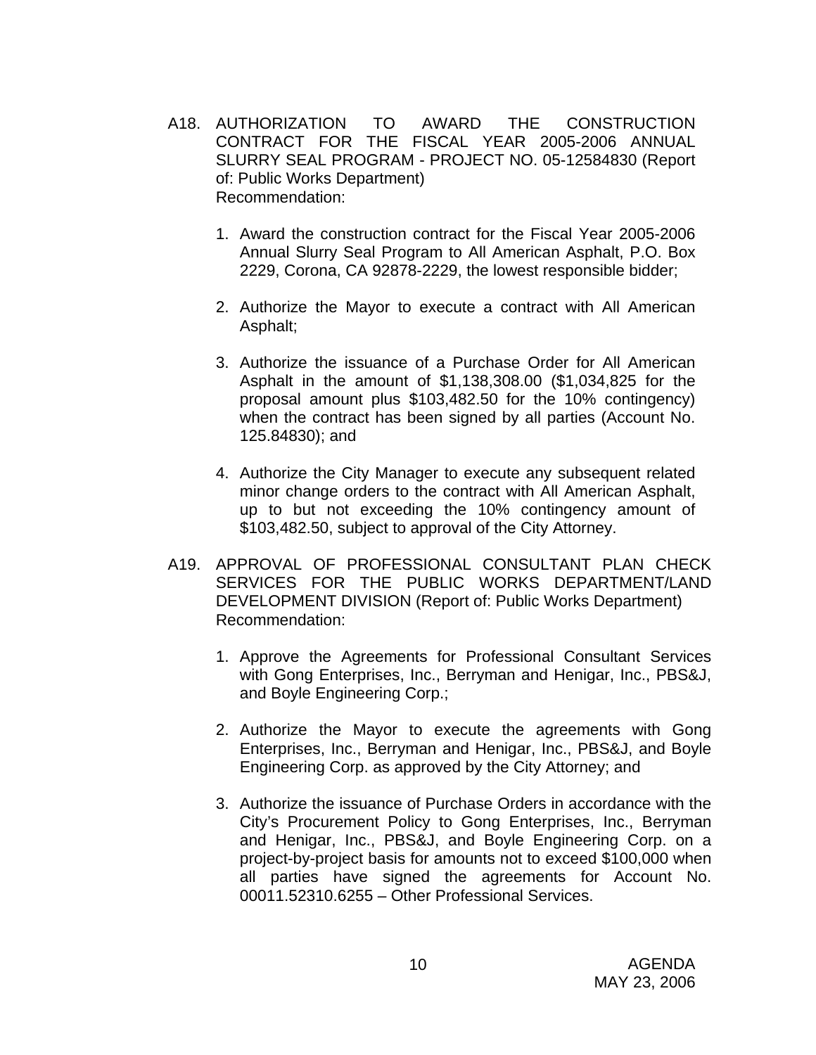A18. AUTHORIZATION TO AWARD THE CONSTRUCTION CONTRACT FOR THE FISCAL YEAR 2005-2006 ANNUAL SLURRY SEAL PROGRAM - PROJECT NO. 05-12584830 (Report of: Public Works Department)
Recommendation:

1. Award the construction contract for the Fiscal Year 2005-2006 Annual Slurry Seal Program to All American Asphalt, P.O. Box 2229, Corona, CA 92878-2229, the lowest responsible bidder;

2. Authorize the Mayor to execute a contract with All American Asphalt;

3. Authorize the issuance of a Purchase Order for All American Asphalt in the amount of $1,138,308.00 ($1,034,825 for the proposal amount plus $103,482.50 for the 10% contingency) when the contract has been signed by all parties (Account No. 125.84830); and

4. Authorize the City Manager to execute any subsequent related minor change orders to the contract with All American Asphalt, up to but not exceeding the 10% contingency amount of $103,482.50, subject to approval of the City Attorney.

A19. APPROVAL OF PROFESSIONAL CONSULTANT PLAN CHECK SERVICES FOR THE PUBLIC WORKS DEPARTMENT/LAND DEVELOPMENT DIVISION (Report of: Public Works Department)
Recommendation:

1. Approve the Agreements for Professional Consultant Services with Gong Enterprises, Inc., Berryman and Henigar, Inc., PBS&J, and Boyle Engineering Corp.;

2. Authorize the Mayor to execute the agreements with Gong Enterprises, Inc., Berryman and Henigar, Inc., PBS&J, and Boyle Engineering Corp. as approved by the City Attorney; and

3. Authorize the issuance of Purchase Orders in accordance with the City's Procurement Policy to Gong Enterprises, Inc., Berryman and Henigar, Inc., PBS&J, and Boyle Engineering Corp. on a project-by-project basis for amounts not to exceed $100,000 when all parties have signed the agreements for Account No. 00011.52310.6255 – Other Professional Services.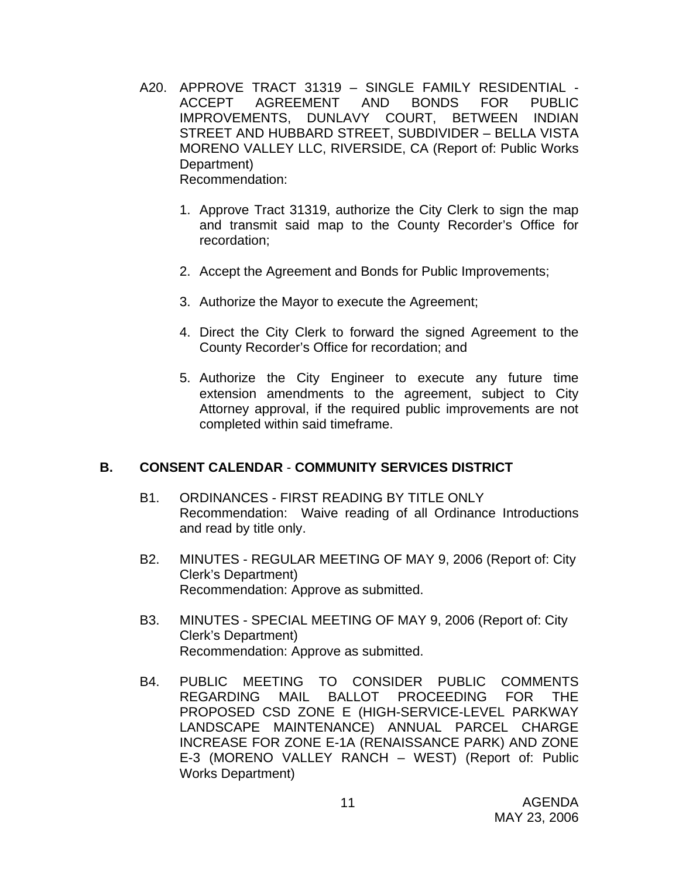A20. APPROVE TRACT 31319 – SINGLE FAMILY RESIDENTIAL - ACCEPT AGREEMENT AND BONDS FOR PUBLIC IMPROVEMENTS, DUNLAVY COURT, BETWEEN INDIAN STREET AND HUBBARD STREET, SUBDIVIDER – BELLA VISTA MORENO VALLEY LLC, RIVERSIDE, CA (Report of: Public Works Department)
Recommendation:

1. Approve Tract 31319, authorize the City Clerk to sign the map and transmit said map to the County Recorder's Office for recordation;

2. Accept the Agreement and Bonds for Public Improvements;

3. Authorize the Mayor to execute the Agreement;

4. Direct the City Clerk to forward the signed Agreement to the County Recorder's Office for recordation; and

5. Authorize the City Engineer to execute any future time extension amendments to the agreement, subject to City Attorney approval, if the required public improvements are not completed within said timeframe.

## B. CONSENT CALENDAR - COMMUNITY SERVICES DISTRICT

B1. ORDINANCES - FIRST READING BY TITLE ONLY
Recommendation: Waive reading of all Ordinance Introductions and read by title only.

B2. MINUTES - REGULAR MEETING OF MAY 9, 2006 (Report of: City Clerk's Department)
Recommendation: Approve as submitted.

B3. MINUTES - SPECIAL MEETING OF MAY 9, 2006 (Report of: City Clerk's Department)
Recommendation: Approve as submitted.

B4. PUBLIC MEETING TO CONSIDER PUBLIC COMMENTS REGARDING MAIL BALLOT PROCEEDING FOR THE PROPOSED CSD ZONE E (HIGH-SERVICE-LEVEL PARKWAY LANDSCAPE MAINTENANCE) ANNUAL PARCEL CHARGE INCREASE FOR ZONE E-1A (RENAISSANCE PARK) AND ZONE E-3 (MORENO VALLEY RANCH – WEST) (Report of: Public Works Department)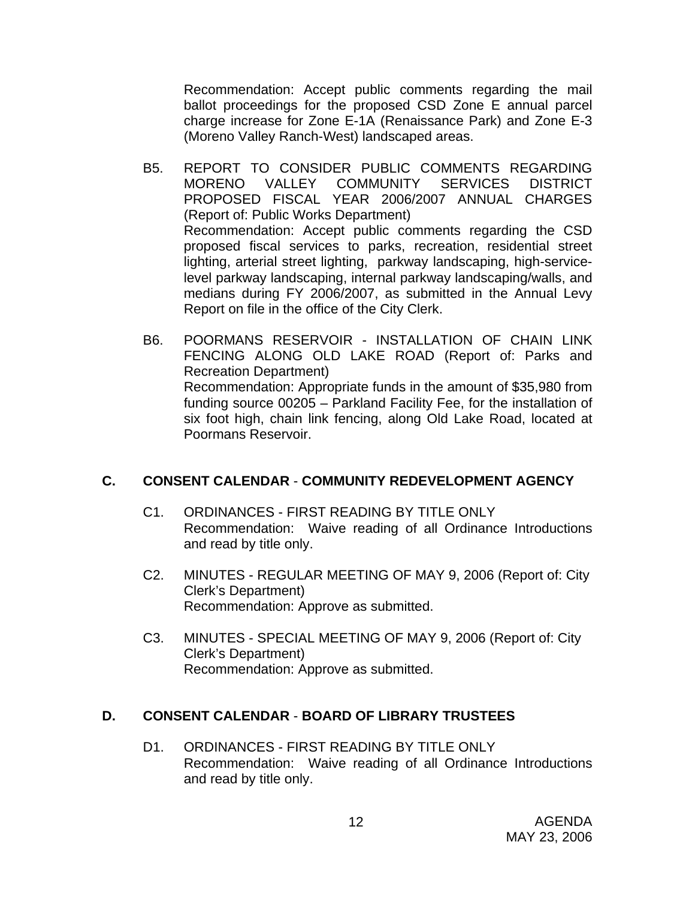Recommendation: Accept public comments regarding the mail ballot proceedings for the proposed CSD Zone E annual parcel charge increase for Zone E-1A (Renaissance Park) and Zone E-3 (Moreno Valley Ranch-West) landscaped areas.

B5. REPORT TO CONSIDER PUBLIC COMMENTS REGARDING MORENO VALLEY COMMUNITY SERVICES DISTRICT PROPOSED FISCAL YEAR 2006/2007 ANNUAL CHARGES (Report of: Public Works Department)
Recommendation: Accept public comments regarding the CSD proposed fiscal services to parks, recreation, residential street lighting, arterial street lighting, parkway landscaping, high-service-level parkway landscaping, internal parkway landscaping/walls, and medians during FY 2006/2007, as submitted in the Annual Levy Report on file in the office of the City Clerk.

B6. POORMANS RESERVOIR - INSTALLATION OF CHAIN LINK FENCING ALONG OLD LAKE ROAD (Report of: Parks and Recreation Department)
Recommendation: Appropriate funds in the amount of $35,980 from funding source 00205 – Parkland Facility Fee, for the installation of six foot high, chain link fencing, along Old Lake Road, located at Poormans Reservoir.

## C. CONSENT CALENDAR - COMMUNITY REDEVELOPMENT AGENCY

C1. ORDINANCES - FIRST READING BY TITLE ONLY
Recommendation: Waive reading of all Ordinance Introductions and read by title only.

C2. MINUTES - REGULAR MEETING OF MAY 9, 2006 (Report of: City Clerk's Department)
Recommendation: Approve as submitted.

C3. MINUTES - SPECIAL MEETING OF MAY 9, 2006 (Report of: City Clerk's Department)
Recommendation: Approve as submitted.

## D. CONSENT CALENDAR - BOARD OF LIBRARY TRUSTEES

D1. ORDINANCES - FIRST READING BY TITLE ONLY
Recommendation: Waive reading of all Ordinance Introductions and read by title only.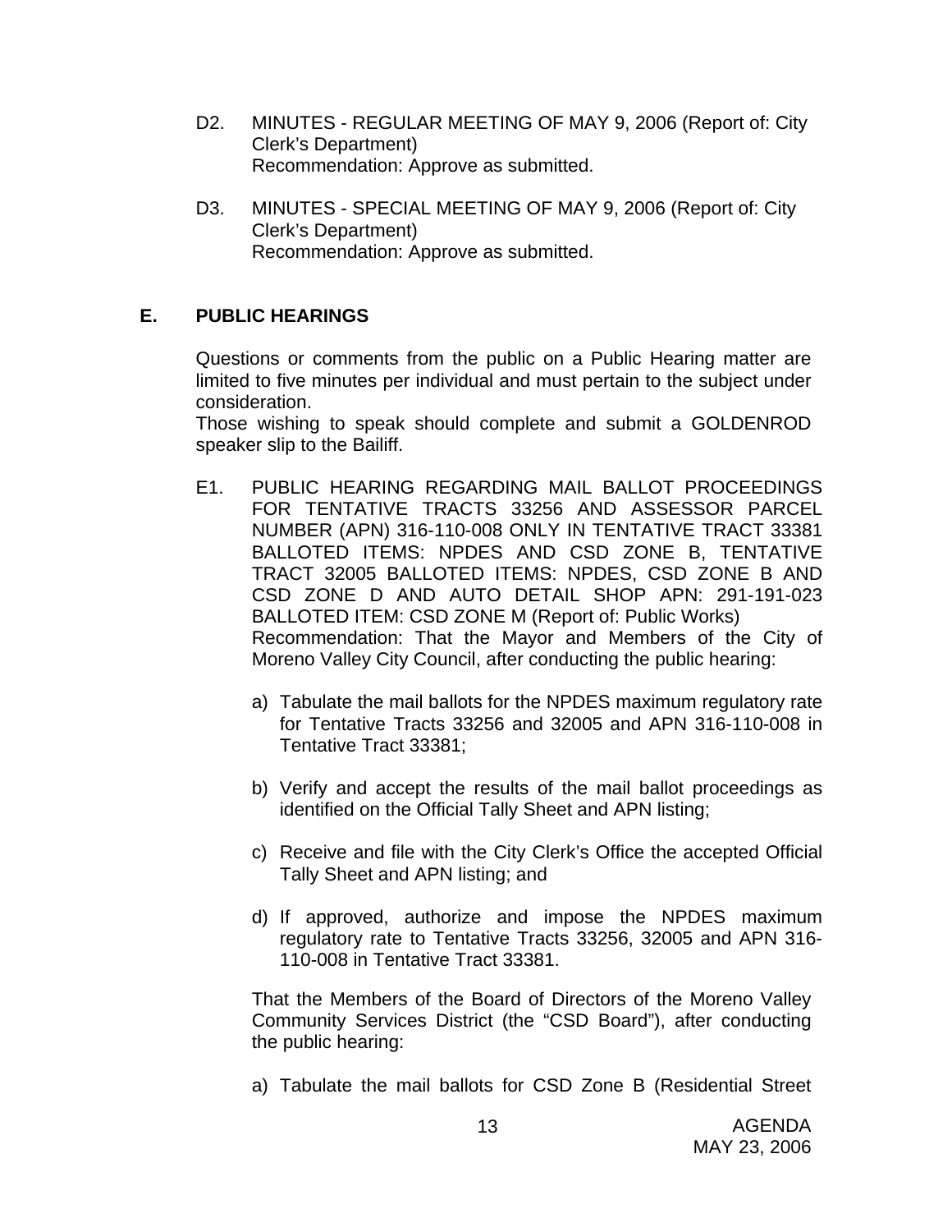D2. MINUTES - REGULAR MEETING OF MAY 9, 2006 (Report of: City Clerk's Department)
Recommendation: Approve as submitted.

D3. MINUTES - SPECIAL MEETING OF MAY 9, 2006 (Report of: City Clerk's Department)
Recommendation: Approve as submitted.

## E. PUBLIC HEARINGS

Questions or comments from the public on a Public Hearing matter are limited to five minutes per individual and must pertain to the subject under consideration.
Those wishing to speak should complete and submit a GOLDENROD speaker slip to the Bailiff.

E1. PUBLIC HEARING REGARDING MAIL BALLOT PROCEEDINGS FOR TENTATIVE TRACTS 33256 AND ASSESSOR PARCEL NUMBER (APN) 316-110-008 ONLY IN TENTATIVE TRACT 33381 BALLOTED ITEMS: NPDES AND CSD ZONE B, TENTATIVE TRACT 32005 BALLOTED ITEMS: NPDES, CSD ZONE B AND CSD ZONE D AND AUTO DETAIL SHOP APN: 291-191-023 BALLOTED ITEM: CSD ZONE M (Report of: Public Works)
Recommendation: That the Mayor and Members of the City of Moreno Valley City Council, after conducting the public hearing:

a) Tabulate the mail ballots for the NPDES maximum regulatory rate for Tentative Tracts 33256 and 32005 and APN 316-110-008 in Tentative Tract 33381;

b) Verify and accept the results of the mail ballot proceedings as identified on the Official Tally Sheet and APN listing;

c) Receive and file with the City Clerk's Office the accepted Official Tally Sheet and APN listing; and

d) If approved, authorize and impose the NPDES maximum regulatory rate to Tentative Tracts 33256, 32005 and APN 316-110-008 in Tentative Tract 33381.

That the Members of the Board of Directors of the Moreno Valley Community Services District (the "CSD Board"), after conducting the public hearing:

a) Tabulate the mail ballots for CSD Zone B (Residential Street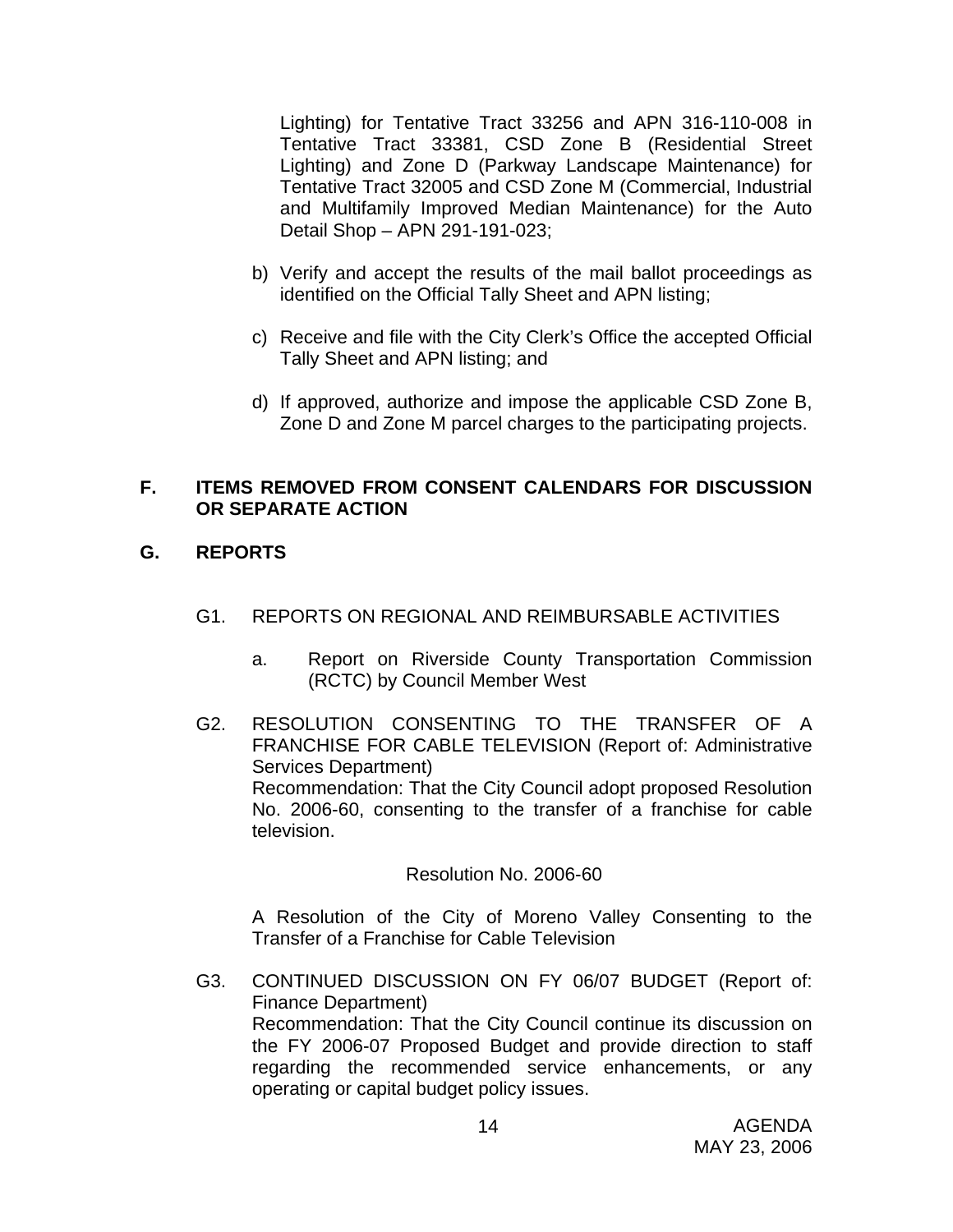Lighting) for Tentative Tract 33256 and APN 316-110-008 in Tentative Tract 33381, CSD Zone B (Residential Street Lighting) and Zone D (Parkway Landscape Maintenance) for Tentative Tract 32005 and CSD Zone M (Commercial, Industrial and Multifamily Improved Median Maintenance) for the Auto Detail Shop – APN 291-191-023;

b) Verify and accept the results of the mail ballot proceedings as identified on the Official Tally Sheet and APN listing;

c) Receive and file with the City Clerk's Office the accepted Official Tally Sheet and APN listing; and

d) If approved, authorize and impose the applicable CSD Zone B, Zone D and Zone M parcel charges to the participating projects.

## F. ITEMS REMOVED FROM CONSENT CALENDARS FOR DISCUSSION OR SEPARATE ACTION

## G. REPORTS

G1. REPORTS ON REGIONAL AND REIMBURSABLE ACTIVITIES

a. Report on Riverside County Transportation Commission (RCTC) by Council Member West

G2. RESOLUTION CONSENTING TO THE TRANSFER OF A FRANCHISE FOR CABLE TELEVISION (Report of: Administrative Services Department)
Recommendation: That the City Council adopt proposed Resolution No. 2006-60, consenting to the transfer of a franchise for cable television.

Resolution No. 2006-60

A Resolution of the City of Moreno Valley Consenting to the Transfer of a Franchise for Cable Television

G3. CONTINUED DISCUSSION ON FY 06/07 BUDGET (Report of: Finance Department)
Recommendation: That the City Council continue its discussion on the FY 2006-07 Proposed Budget and provide direction to staff regarding the recommended service enhancements, or any operating or capital budget policy issues.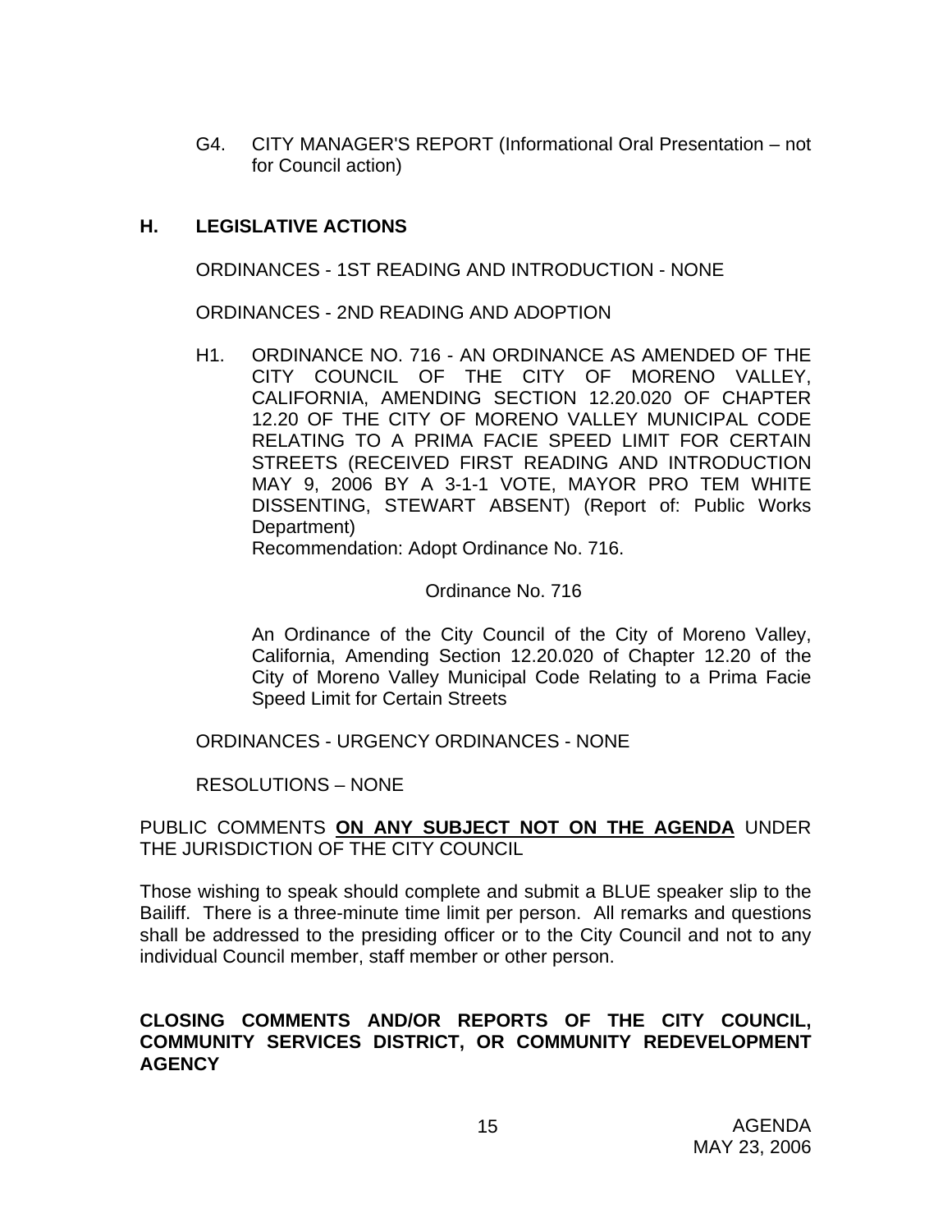G4. CITY MANAGER'S REPORT (Informational Oral Presentation – not for Council action)

## H. LEGISLATIVE ACTIONS

ORDINANCES - 1ST READING AND INTRODUCTION - NONE

ORDINANCES - 2ND READING AND ADOPTION

H1. ORDINANCE NO. 716 - AN ORDINANCE AS AMENDED OF THE CITY COUNCIL OF THE CITY OF MORENO VALLEY, CALIFORNIA, AMENDING SECTION 12.20.020 OF CHAPTER 12.20 OF THE CITY OF MORENO VALLEY MUNICIPAL CODE RELATING TO A PRIMA FACIE SPEED LIMIT FOR CERTAIN STREETS (RECEIVED FIRST READING AND INTRODUCTION MAY 9, 2006 BY A 3-1-1 VOTE, MAYOR PRO TEM WHITE DISSENTING, STEWART ABSENT) (Report of: Public Works Department)
Recommendation: Adopt Ordinance No. 716.

Ordinance No. 716

An Ordinance of the City Council of the City of Moreno Valley, California, Amending Section 12.20.020 of Chapter 12.20 of the City of Moreno Valley Municipal Code Relating to a Prima Facie Speed Limit for Certain Streets

ORDINANCES - URGENCY ORDINANCES - NONE

RESOLUTIONS – NONE

PUBLIC COMMENTS **ON ANY SUBJECT NOT ON THE AGENDA** UNDER THE JURISDICTION OF THE CITY COUNCIL

Those wishing to speak should complete and submit a BLUE speaker slip to the Bailiff. There is a three-minute time limit per person. All remarks and questions shall be addressed to the presiding officer or to the City Council and not to any individual Council member, staff member or other person.

**CLOSING COMMENTS AND/OR REPORTS OF THE CITY COUNCIL, COMMUNITY SERVICES DISTRICT, OR COMMUNITY REDEVELOPMENT AGENCY**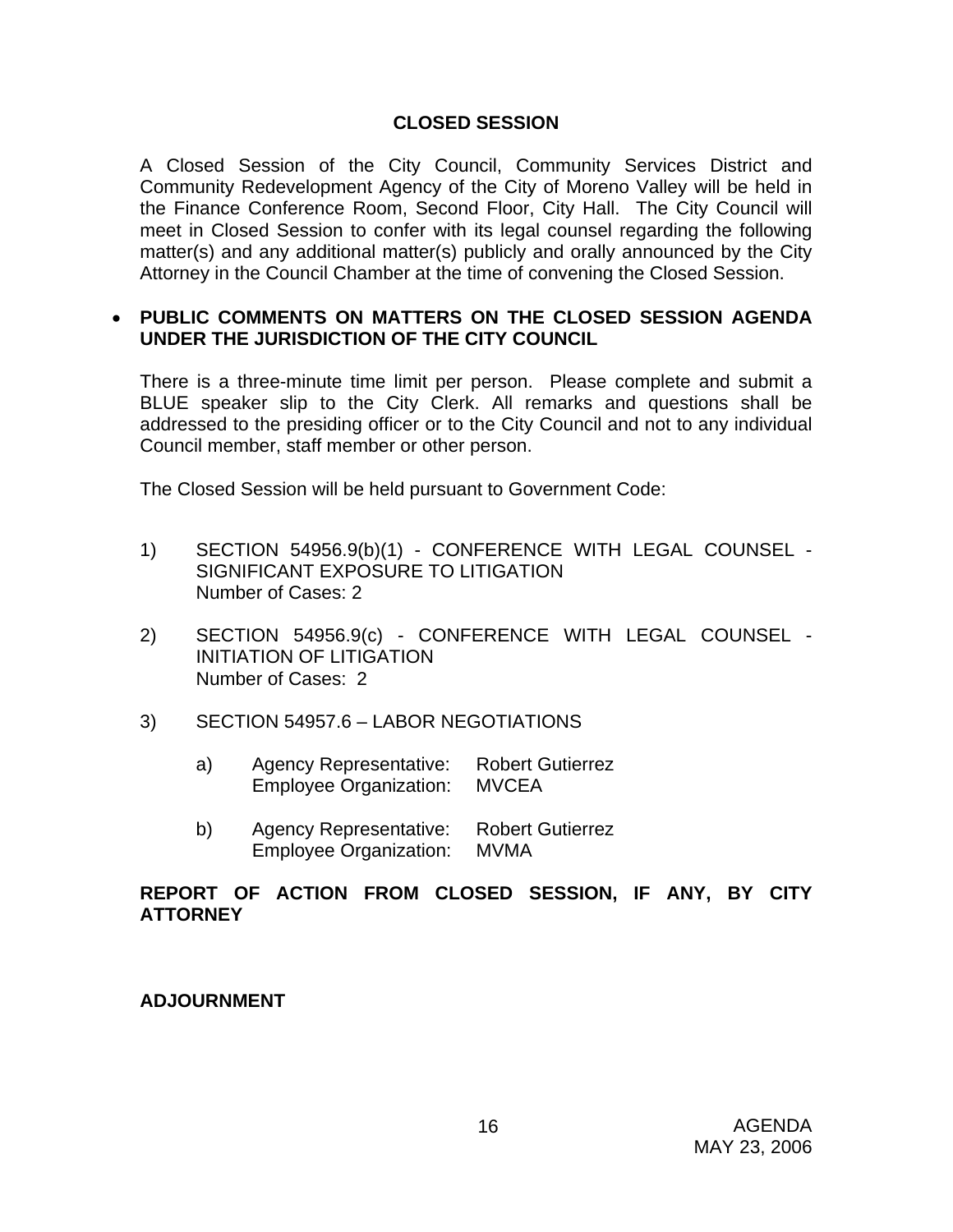## CLOSED SESSION

A Closed Session of the City Council, Community Services District and Community Redevelopment Agency of the City of Moreno Valley will be held in the Finance Conference Room, Second Floor, City Hall. The City Council will meet in Closed Session to confer with its legal counsel regarding the following matter(s) and any additional matter(s) publicly and orally announced by the City Attorney in the Council Chamber at the time of convening the Closed Session.

- **PUBLIC COMMENTS ON MATTERS ON THE CLOSED SESSION AGENDA UNDER THE JURISDICTION OF THE CITY COUNCIL**

  There is a three-minute time limit per person. Please complete and submit a BLUE speaker slip to the City Clerk. All remarks and questions shall be addressed to the presiding officer or to the City Council and not to any individual Council member, staff member or other person.

  The Closed Session will be held pursuant to Government Code:

1) SECTION 54956.9(b)(1) - CONFERENCE WITH LEGAL COUNSEL - SIGNIFICANT EXPOSURE TO LITIGATION
   Number of Cases: 2

2) SECTION 54956.9(c) - CONFERENCE WITH LEGAL COUNSEL - INITIATION OF LITIGATION
   Number of Cases: 2

3) SECTION 54957.6 – LABOR NEGOTIATIONS

   a) Agency Representative: Robert Gutierrez
      Employee Organization: MVCEA

   b) Agency Representative: Robert Gutierrez
      Employee Organization: MVMA

**REPORT OF ACTION FROM CLOSED SESSION, IF ANY, BY CITY ATTORNEY**

**ADJOURNMENT**